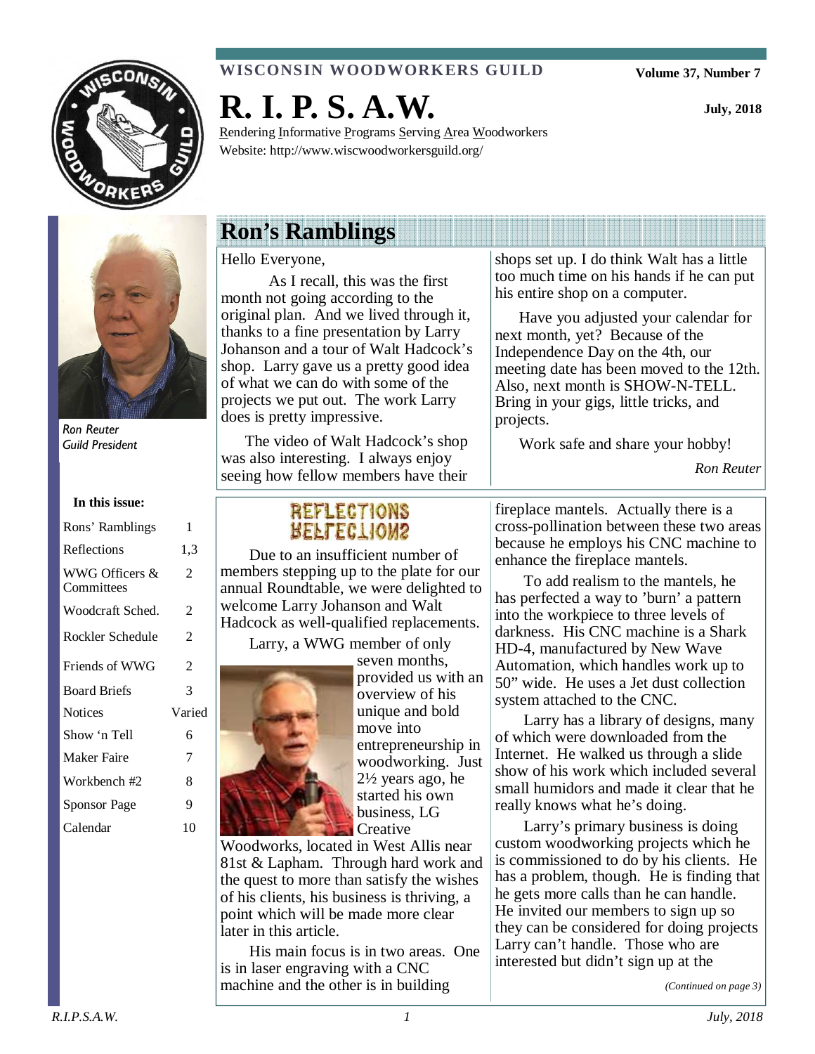**WISCONSIN WOODWORKERS GUILD**

Volume 37, Number 7

July, 2018

# R. I. P. S. A.W.

Rendering Informative Programs Serving Area Woodworkers

Website: http://www.wiscwoodworkersguild.org/

*Ron Reuter*
*Guild President*

**In this issue:**

| | |
|---|---|
| Rons' Ramblings | 1 |
| Reflections | 1,3 |
| WWG Officers & Committees | 2 |
| Woodcraft Sched. | 2 |
| Rockler Schedule | 2 |
| Friends of WWG | 2 |
| Board Briefs | 3 |
| Notices | Varied |
| Show 'n Tell | 6 |
| Maker Faire | 7 |
| Workbench #2 | 8 |
| Sponsor Page | 9 |
| Calendar | 10 |

## Ron's Ramblings

Hello Everyone,

As I recall, this was the first month not going according to the original plan. And we lived through it, thanks to a fine presentation by Larry Johanson and a tour of Walt Hadcock's shop. Larry gave us a pretty good idea of what we can do with some of the projects we put out. The work Larry does is pretty impressive.

The video of Walt Hadcock's shop was also interesting. I always enjoy seeing how fellow members have their shops set up. I do think Walt has a little too much time on his hands if he can put his entire shop on a computer.

Have you adjusted your calendar for next month, yet? Because of the Independence Day on the 4th, our meeting date has been moved to the 12th. Also, next month is SHOW-N-TELL. Bring in your gigs, little tricks, and projects.

Work safe and share your hobby!

*Ron Reuter*

## REFLECTIONS

Due to an insufficient number of members stepping up to the plate for our annual Roundtable, we were delighted to welcome Larry Johanson and Walt Hadcock as well-qualified replacements.

Larry, a WWG member of only seven months, provided us with an overview of his unique and bold move into entrepreneurship in woodworking. Just 2½ years ago, he started his own business, LG Creative Woodworks, located in West Allis near 81st & Lapham. Through hard work and the quest to more than satisfy the wishes of his clients, his business is thriving, a point which will be made more clear later in this article.

His main focus is in two areas. One is in laser engraving with a CNC machine and the other is in building fireplace mantels. Actually there is a cross-pollination between these two areas because he employs his CNC machine to enhance the fireplace mantels.

To add realism to the mantels, he has perfected a way to 'burn' a pattern into the workpiece to three levels of darkness. His CNC machine is a Shark HD-4, manufactured by New Wave Automation, which handles work up to 50" wide. He uses a Jet dust collection system attached to the CNC.

Larry has a library of designs, many of which were downloaded from the Internet. He walked us through a slide show of his work which included several small humidors and made it clear that he really knows what he's doing.

Larry's primary business is doing custom woodworking projects which he is commissioned to do by his clients. He has a problem, though. He is finding that he gets more calls than he can handle. He invited our members to sign up so they can be considered for doing projects Larry can't handle. Those who are interested but didn't sign up at the

*(Continued on page 3)*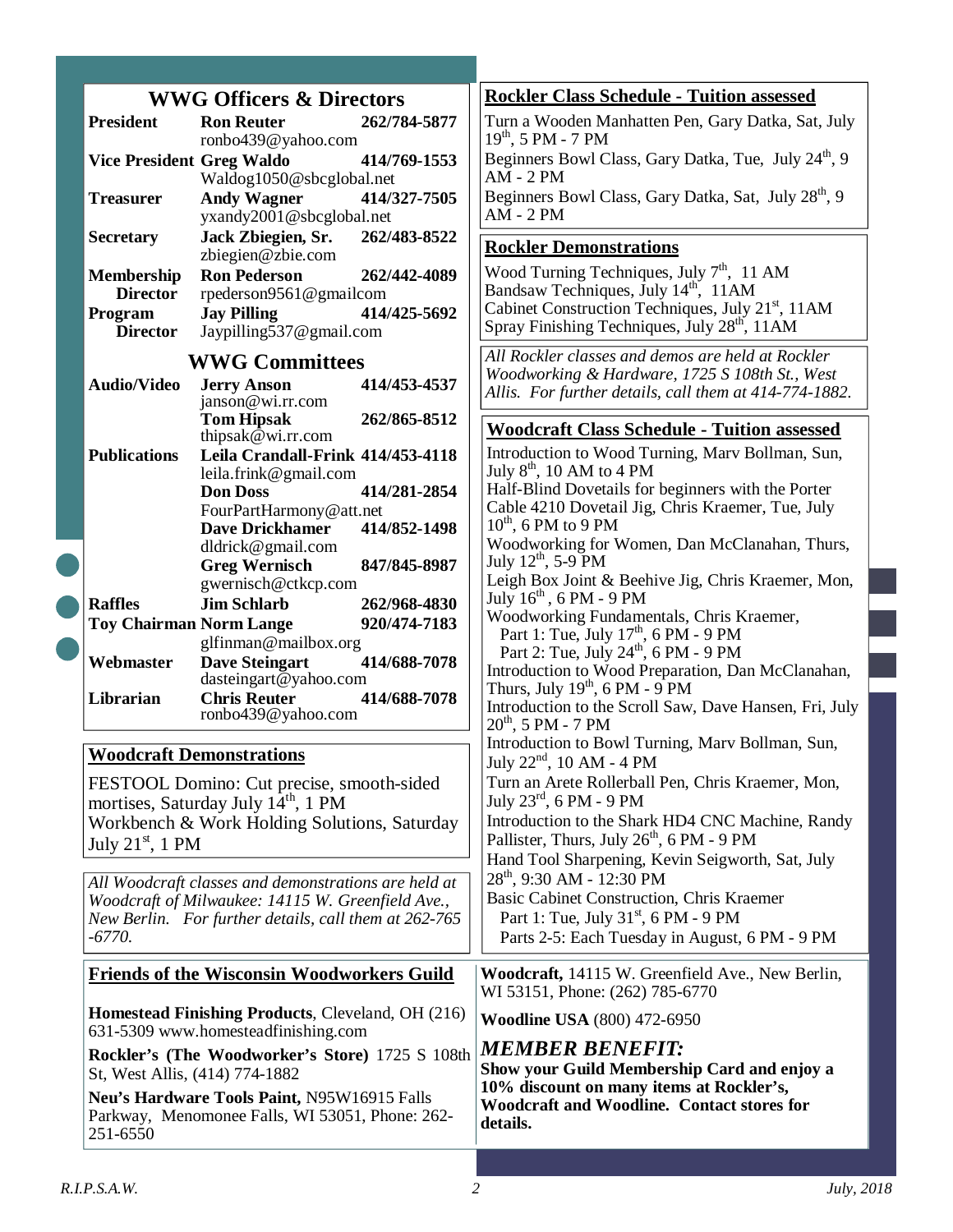## WWG Officers & Directors

| Position | Name / Email | Phone |
|---|---|---|
| **President** | **Ron Reuter** ronbo439@yahoo.com | **262/784-5877** |
| **Vice President** | **Greg Waldo** Waldog1050@sbcglobal.net | **414/769-1553** |
| **Treasurer** | **Andy Wagner** yxandy2001@sbcglobal.net | **414/327-7505** |
| **Secretary** | **Jack Zbiegien, Sr.** zbiegien@zbie.com | **262/483-8522** |
| **Membership Director** | **Ron Pederson** rpederson9561@gmailcom | **262/442-4089** |
| **Program Director** | **Jay Pilling** Jaypilling537@gmail.com | **414/425-5692** |

## WWG Committees

| Committee | Name / Email | Phone |
|---|---|---|
| **Audio/Video** | **Jerry Anson** janson@wi.rr.com | **414/453-4537** |
| | **Tom Hipsak** thipsak@wi.rr.com | **262/865-8512** |
| **Publications** | **Leila Crandall-Frink** leila.frink@gmail.com | **414/453-4118** |
| | **Don Doss** FourPartHarmony@att.net | **414/281-2854** |
| | **Dave Drickhamer** dldrick@gmail.com | **414/852-1498** |
| | **Greg Wernisch** gwernisch@ctkcp.com | **847/845-8987** |
| **Raffles** | **Jim Schlarb** | **262/968-4830** |
| **Toy Chairman** | **Norm Lange** glfinman@mailbox.org | **920/474-7183** |
| **Webmaster** | **Dave Steingart** dasteingart@yahoo.com | **414/688-7078** |
| **Librarian** | **Chris Reuter** ronbo439@yahoo.com | **414/688-7078** |

## Woodcraft Demonstrations

FESTOOL Domino: Cut precise, smooth-sided mortises, Saturday July 14th, 1 PM

Workbench & Work Holding Solutions, Saturday July 21st, 1 PM

*All Woodcraft classes and demonstrations are held at Woodcraft of Milwaukee: 14115 W. Greenfield Ave., New Berlin. For further details, call them at 262-765-6770.*

## Rockler Class Schedule - Tuition assessed

Turn a Wooden Manhatten Pen, Gary Datka, Sat, July 19th, 5 PM - 7 PM

Beginners Bowl Class, Gary Datka, Tue, July 24th, 9 AM - 2 PM

Beginners Bowl Class, Gary Datka, Sat, July 28th, 9 AM - 2 PM

## Rockler Demonstrations

Wood Turning Techniques, July 7th, 11 AM
Bandsaw Techniques, July 14th, 11AM
Cabinet Construction Techniques, July 21st, 11AM
Spray Finishing Techniques, July 28th, 11AM

*All Rockler classes and demos are held at Rockler Woodworking & Hardware, 1725 S 108th St., West Allis. For further details, call them at 414-774-1882.*

## Woodcraft Class Schedule - Tuition assessed

Introduction to Wood Turning, Marv Bollman, Sun, July 8th, 10 AM to 4 PM

Half-Blind Dovetails for beginners with the Porter Cable 4210 Dovetail Jig, Chris Kraemer, Tue, July 10th, 6 PM to 9 PM

Woodworking for Women, Dan McClanahan, Thurs, July 12th, 5-9 PM

Leigh Box Joint & Beehive Jig, Chris Kraemer, Mon, July 16th, 6 PM - 9 PM

Woodworking Fundamentals, Chris Kraemer,
- Part 1: Tue, July 17th, 6 PM - 9 PM
- Part 2: Tue, July 24th, 6 PM - 9 PM

Introduction to Wood Preparation, Dan McClanahan, Thurs, July 19th, 6 PM - 9 PM

Introduction to the Scroll Saw, Dave Hansen, Fri, July 20th, 5 PM - 7 PM

Introduction to Bowl Turning, Marv Bollman, Sun, July 22nd, 10 AM - 4 PM

Turn an Arete Rollerball Pen, Chris Kraemer, Mon, July 23rd, 6 PM - 9 PM

Introduction to the Shark HD4 CNC Machine, Randy Pallister, Thurs, July 26th, 6 PM - 9 PM

Hand Tool Sharpening, Kevin Seigworth, Sat, July 28th, 9:30 AM - 12:30 PM

Basic Cabinet Construction, Chris Kraemer
- Part 1: Tue, July 31st, 6 PM - 9 PM
- Parts 2-5: Each Tuesday in August, 6 PM - 9 PM

## Friends of the Wisconsin Woodworkers Guild

**Homestead Finishing Products**, Cleveland, OH (216) 631-5309 www.homesteadfinishing.com

**Rockler's (The Woodworker's Store)** 1725 S 108th St, West Allis, (414) 774-1882

**Neu's Hardware Tools Paint,** N95W16915 Falls Parkway, Menomonee Falls, WI 53051, Phone: 262-251-6550

**Woodcraft,** 14115 W. Greenfield Ave., New Berlin, WI 53151, Phone: (262) 785-6770

**Woodline USA** (800) 472-6950

***MEMBER BENEFIT:***

**Show your Guild Membership Card and enjoy a 10% discount on many items at Rockler's, Woodcraft and Woodline. Contact stores for details.**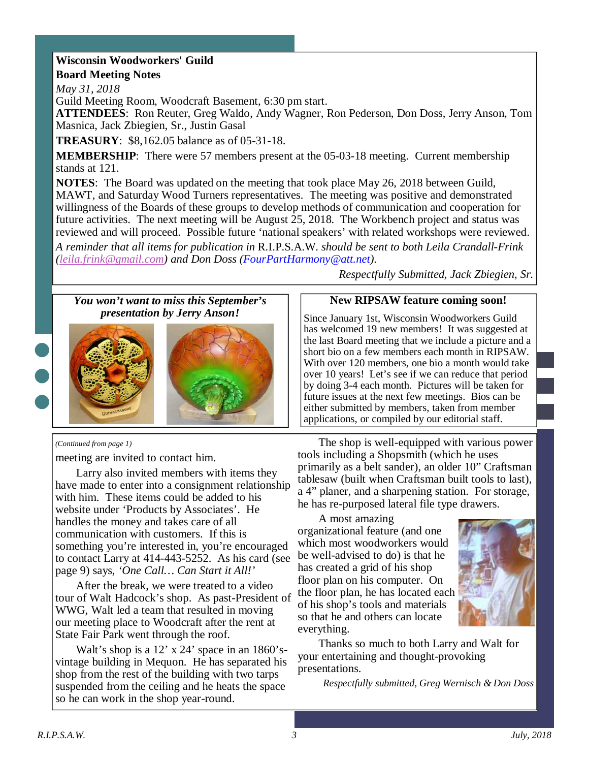**Wisconsin Woodworkers' Guild**
**Board Meeting Notes**

*May 31, 2018*

Guild Meeting Room, Woodcraft Basement, 6:30 pm start.

**ATTENDEES**: Ron Reuter, Greg Waldo, Andy Wagner, Ron Pederson, Don Doss, Jerry Anson, Tom Masnica, Jack Zbiegien, Sr., Justin Gasal

**TREASURY**: $8,162.05 balance as of 05-31-18.

**MEMBERSHIP**: There were 57 members present at the 05-03-18 meeting. Current membership stands at 121.

**NOTES**: The Board was updated on the meeting that took place May 26, 2018 between Guild, MAWT, and Saturday Wood Turners representatives. The meeting was positive and demonstrated willingness of the Boards of these groups to develop methods of communication and cooperation for future activities. The next meeting will be August 25, 2018. The Workbench project and status was reviewed and will proceed. Possible future 'national speakers' with related workshops were reviewed.

*A reminder that all items for publication in* R.I.P.S.A.W. *should be sent to both Leila Crandall-Frink (leila.frink@gmail.com) and Don Doss (FourPartHarmony@att.net).*

*Respectfully Submitted, Jack Zbiegien, Sr.*

***You won't want to miss this September's presentation by Jerry Anson!***

**New RIPSAW feature coming soon!**

Since January 1st, Wisconsin Woodworkers Guild has welcomed 19 new members! It was suggested at the last Board meeting that we include a picture and a short bio on a few members each month in RIPSAW. With over 120 members, one bio a month would take over 10 years! Let's see if we can reduce that period by doing 3-4 each month. Pictures will be taken for future issues at the next few meetings. Bios can be either submitted by members, taken from member applications, or compiled by our editorial staff.

*(Continued from page 1)*

meeting are invited to contact him.

Larry also invited members with items they have made to enter into a consignment relationship with him. These items could be added to his website under 'Products by Associates'. He handles the money and takes care of all communication with customers. If this is something you're interested in, you're encouraged to contact Larry at 414-443-5252. As his card (see page 9) says, *'One Call… Can Start it All!'*

After the break, we were treated to a video tour of Walt Hadcock's shop. As past-President of WWG, Walt led a team that resulted in moving our meeting place to Woodcraft after the rent at State Fair Park went through the roof.

Walt's shop is a 12' x 24' space in an 1860's-vintage building in Mequon. He has separated his shop from the rest of the building with two tarps suspended from the ceiling and he heats the space so he can work in the shop year-round.

The shop is well-equipped with various power tools including a Shopsmith (which he uses primarily as a belt sander), an older 10" Craftsman tablesaw (built when Craftsman built tools to last), a 4" planer, and a sharpening station. For storage, he has re-purposed lateral file type drawers.

A most amazing organizational feature (and one which most woodworkers would be well-advised to do) is that he has created a grid of his shop floor plan on his computer. On the floor plan, he has located each of his shop's tools and materials so that he and others can locate everything.

Thanks so much to both Larry and Walt for your entertaining and thought-provoking presentations.

*Respectfully submitted, Greg Wernisch & Don Doss*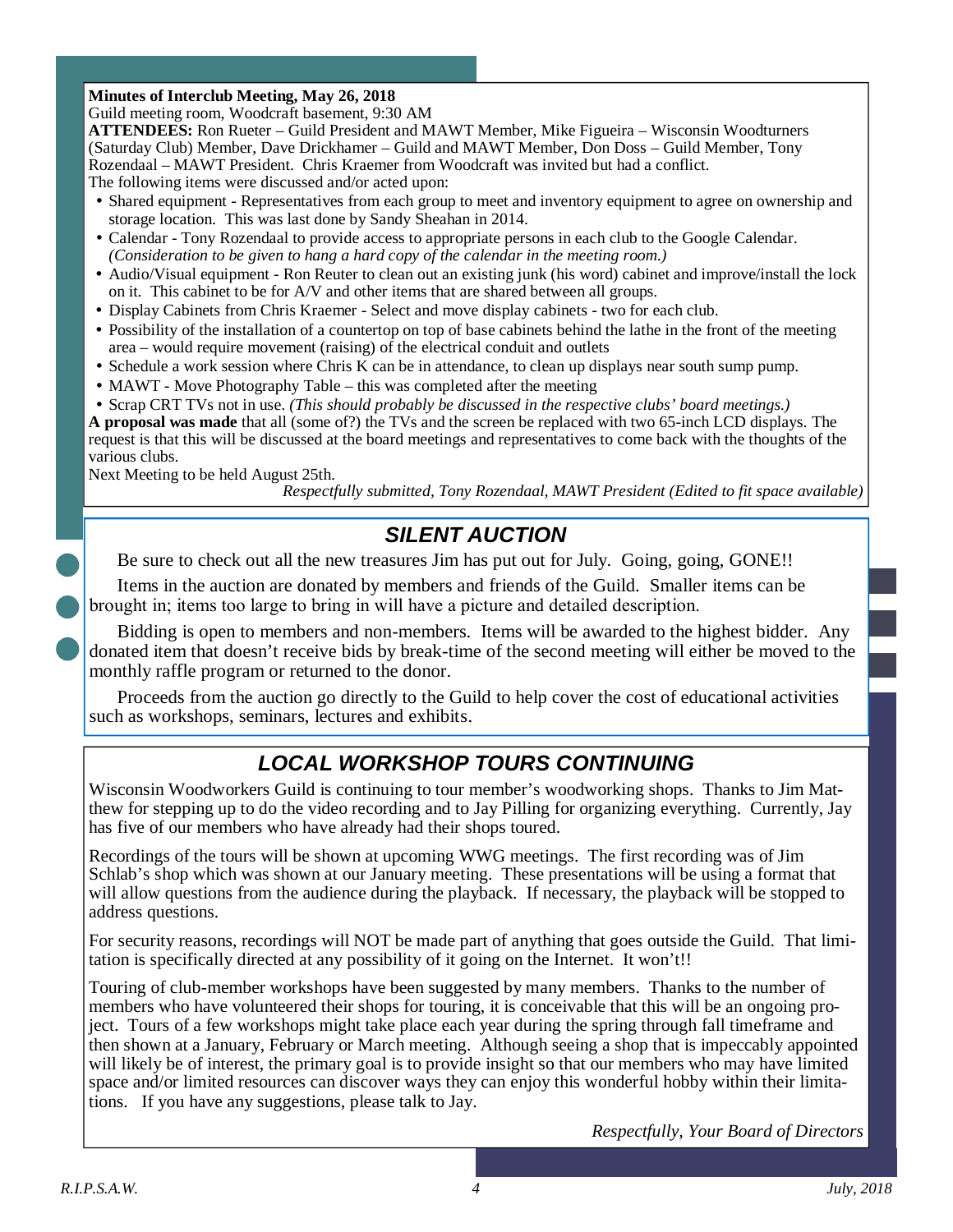**Minutes of Interclub Meeting, May 26, 2018**
Guild meeting room, Woodcraft basement, 9:30 AM

**ATTENDEES:** Ron Rueter – Guild President and MAWT Member, Mike Figueira – Wisconsin Woodturners (Saturday Club) Member, Dave Drickhamer – Guild and MAWT Member, Don Doss – Guild Member, Tony Rozendaal – MAWT President. Chris Kraemer from Woodcraft was invited but had a conflict.

The following items were discussed and/or acted upon:

- Shared equipment - Representatives from each group to meet and inventory equipment to agree on ownership and storage location. This was last done by Sandy Sheahan in 2014.
- Calendar - Tony Rozendaal to provide access to appropriate persons in each club to the Google Calendar. *(Consideration to be given to hang a hard copy of the calendar in the meeting room.)*
- Audio/Visual equipment - Ron Reuter to clean out an existing junk (his word) cabinet and improve/install the lock on it. This cabinet to be for A/V and other items that are shared between all groups.
- Display Cabinets from Chris Kraemer - Select and move display cabinets - two for each club.
- Possibility of the installation of a countertop on top of base cabinets behind the lathe in the front of the meeting area – would require movement (raising) of the electrical conduit and outlets
- Schedule a work session where Chris K can be in attendance, to clean up displays near south sump pump.
- MAWT - Move Photography Table – this was completed after the meeting
- Scrap CRT TVs not in use. *(This should probably be discussed in the respective clubs' board meetings.)*

**A proposal was made** that all (some of?) the TVs and the screen be replaced with two 65-inch LCD displays. The request is that this will be discussed at the board meetings and representatives to come back with the thoughts of the various clubs.

Next Meeting to be held August 25th.

*Respectfully submitted, Tony Rozendaal, MAWT President (Edited to fit space available)*

## *SILENT AUCTION*

Be sure to check out all the new treasures Jim has put out for July. Going, going, GONE!!

Items in the auction are donated by members and friends of the Guild. Smaller items can be brought in; items too large to bring in will have a picture and detailed description.

Bidding is open to members and non-members. Items will be awarded to the highest bidder. Any donated item that doesn't receive bids by break-time of the second meeting will either be moved to the monthly raffle program or returned to the donor.

Proceeds from the auction go directly to the Guild to help cover the cost of educational activities such as workshops, seminars, lectures and exhibits.

## *LOCAL WORKSHOP TOURS CONTINUING*

Wisconsin Woodworkers Guild is continuing to tour member's woodworking shops. Thanks to Jim Matthew for stepping up to do the video recording and to Jay Pilling for organizing everything. Currently, Jay has five of our members who have already had their shops toured.

Recordings of the tours will be shown at upcoming WWG meetings. The first recording was of Jim Schlab's shop which was shown at our January meeting. These presentations will be using a format that will allow questions from the audience during the playback. If necessary, the playback will be stopped to address questions.

For security reasons, recordings will NOT be made part of anything that goes outside the Guild. That limitation is specifically directed at any possibility of it going on the Internet. It won't!!

Touring of club-member workshops have been suggested by many members. Thanks to the number of members who have volunteered their shops for touring, it is conceivable that this will be an ongoing project. Tours of a few workshops might take place each year during the spring through fall timeframe and then shown at a January, February or March meeting. Although seeing a shop that is impeccably appointed will likely be of interest, the primary goal is to provide insight so that our members who may have limited space and/or limited resources can discover ways they can enjoy this wonderful hobby within their limitations. If you have any suggestions, please talk to Jay.

*Respectfully, Your Board of Directors*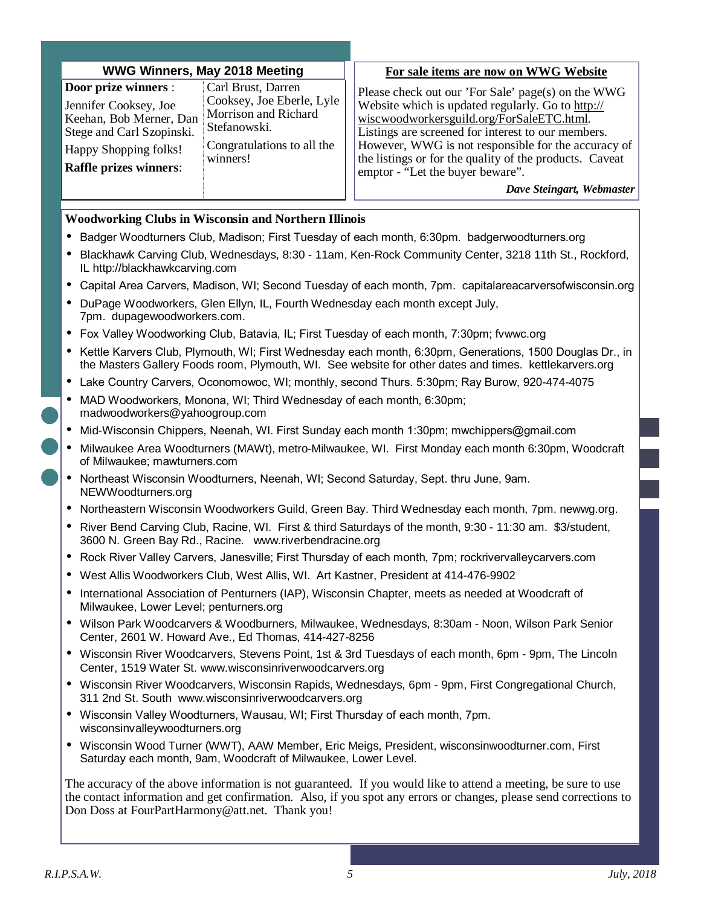## WWG Winners, May 2018 Meeting

**Door prize winners** :

Jennifer Cooksey, Joe Keehan, Bob Merner, Dan Stege and Carl Szopinski.

Happy Shopping folks!

**Raffle prizes winners**:

Carl Brust, Darren Cooksey, Joe Eberle, Lyle Morrison and Richard Stefanowski.

Congratulations to all the winners!

## For sale items are now on WWG Website

Please check out our 'For Sale' page(s) on the WWG Website which is updated regularly. Go to http://wiscwoodworkersguild.org/ForSaleETC.html. Listings are screened for interest to our members. However, WWG is not responsible for the accuracy of the listings or for the quality of the products. Caveat emptor - "Let the buyer beware".

***Dave Steingart, Webmaster***

## Woodworking Clubs in Wisconsin and Northern Illinois

- Badger Woodturners Club, Madison; First Tuesday of each month, 6:30pm. badgerwoodturners.org
- Blackhawk Carving Club, Wednesdays, 8:30 - 11am, Ken-Rock Community Center, 3218 11th St., Rockford, IL http://blackhawkcarving.com
- Capital Area Carvers, Madison, WI; Second Tuesday of each month, 7pm. capitalareacarversofwisconsin.org
- DuPage Woodworkers, Glen Ellyn, IL, Fourth Wednesday each month except July, 7pm. dupagewoodworkers.com.
- Fox Valley Woodworking Club, Batavia, IL; First Tuesday of each month, 7:30pm; fvwwc.org
- Kettle Karvers Club, Plymouth, WI; First Wednesday each month, 6:30pm, Generations, 1500 Douglas Dr., in the Masters Gallery Foods room, Plymouth, WI. See website for other dates and times. kettlekarvers.org
- Lake Country Carvers, Oconomowoc, WI; monthly, second Thurs. 5:30pm; Ray Burow, 920-474-4075
- MAD Woodworkers, Monona, WI; Third Wednesday of each month, 6:30pm; madwoodworkers@yahoogroup.com
- Mid-Wisconsin Chippers, Neenah, WI. First Sunday each month 1:30pm; mwchippers@gmail.com
- Milwaukee Area Woodturners (MAWt), metro-Milwaukee, WI. First Monday each month 6:30pm, Woodcraft of Milwaukee; mawturners.com
- Northeast Wisconsin Woodturners, Neenah, WI; Second Saturday, Sept. thru June, 9am. NEWWoodturners.org
- Northeastern Wisconsin Woodworkers Guild, Green Bay. Third Wednesday each month, 7pm. newwg.org.
- River Bend Carving Club, Racine, WI. First & third Saturdays of the month, 9:30 - 11:30 am. $3/student, 3600 N. Green Bay Rd., Racine. www.riverbendracine.org
- Rock River Valley Carvers, Janesville; First Thursday of each month, 7pm; rockrivervalleycarvers.com
- West Allis Woodworkers Club, West Allis, WI. Art Kastner, President at 414-476-9902
- International Association of Penturners (IAP), Wisconsin Chapter, meets as needed at Woodcraft of Milwaukee, Lower Level; penturners.org
- Wilson Park Woodcarvers & Woodburners, Milwaukee, Wednesdays, 8:30am - Noon, Wilson Park Senior Center, 2601 W. Howard Ave., Ed Thomas, 414-427-8256
- Wisconsin River Woodcarvers, Stevens Point, 1st & 3rd Tuesdays of each month, 6pm - 9pm, The Lincoln Center, 1519 Water St. www.wisconsinriverwoodcarvers.org
- Wisconsin River Woodcarvers, Wisconsin Rapids, Wednesdays, 6pm - 9pm, First Congregational Church, 311 2nd St. South www.wisconsinriverwoodcarvers.org
- Wisconsin Valley Woodturners, Wausau, WI; First Thursday of each month, 7pm. wisconsinvalleywoodturners.org
- Wisconsin Wood Turner (WWT), AAW Member, Eric Meigs, President, wisconsinwoodturner.com, First Saturday each month, 9am, Woodcraft of Milwaukee, Lower Level.

The accuracy of the above information is not guaranteed. If you would like to attend a meeting, be sure to use the contact information and get confirmation. Also, if you spot any errors or changes, please send corrections to Don Doss at FourPartHarmony@att.net. Thank you!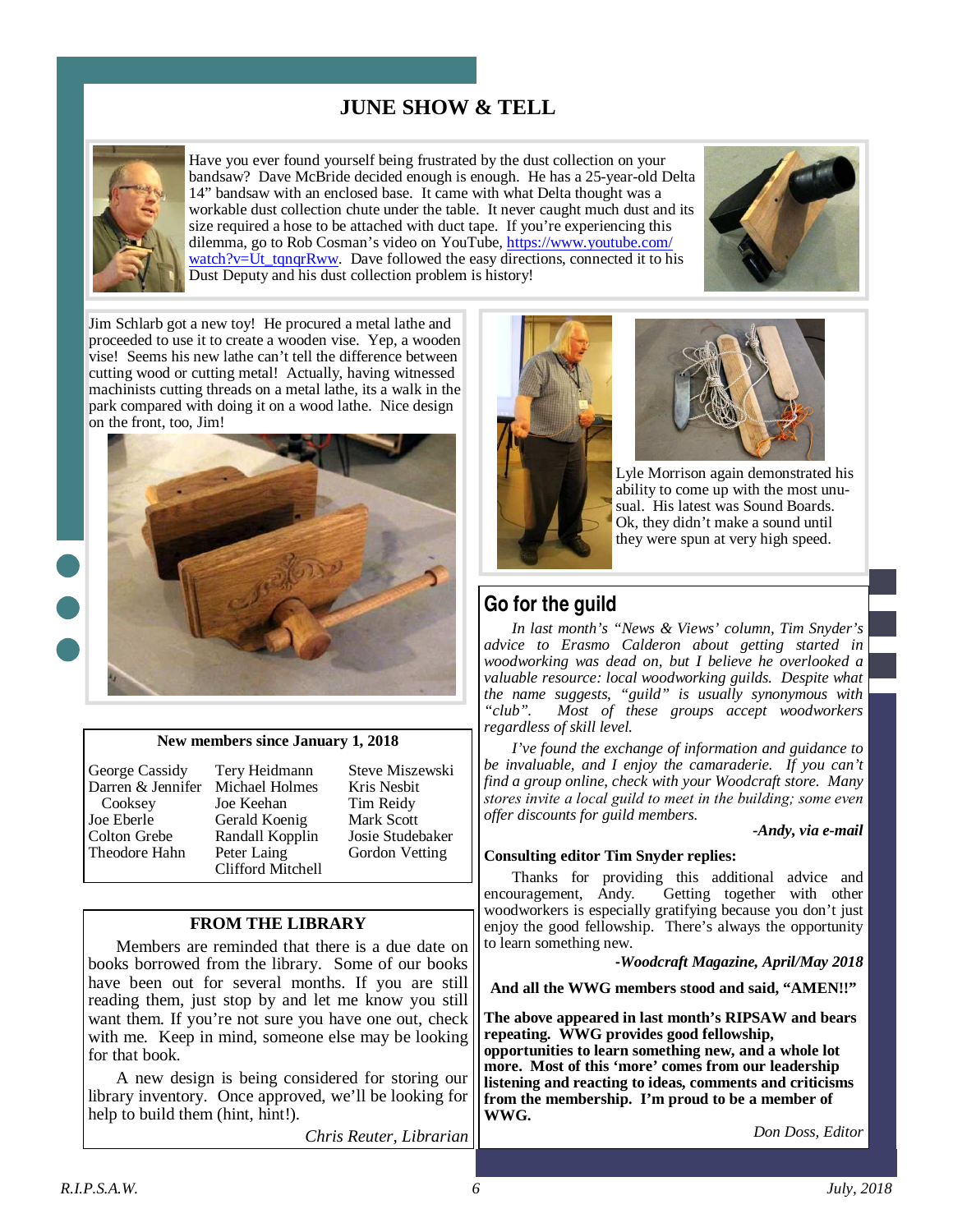# JUNE SHOW & TELL

Have you ever found yourself being frustrated by the dust collection on your bandsaw? Dave McBride decided enough is enough. He has a 25-year-old Delta 14" bandsaw with an enclosed base. It came with what Delta thought was a workable dust collection chute under the table. It never caught much dust and its size required a hose to be attached with duct tape. If you're experiencing this dilemma, go to Rob Cosman's video on YouTube, https://www.youtube.com/watch?v=Ut_tqnqrRww. Dave followed the easy directions, connected it to his Dust Deputy and his dust collection problem is history!

Jim Schlarb got a new toy! He procured a metal lathe and proceeded to use it to create a wooden vise. Yep, a wooden vise! Seems his new lathe can't tell the difference between cutting wood or cutting metal! Actually, having witnessed machinists cutting threads on a metal lathe, its a walk in the park compared with doing it on a wood lathe. Nice design on the front, too, Jim!

Lyle Morrison again demonstrated his ability to come up with the most unusual. His latest was Sound Boards. Ok, they didn't make a sound until they were spun at very high speed.

**New members since January 1, 2018**

| | | |
|---|---|---|
| George Cassidy | Tery Heidmann | Steve Miszewski |
| Darren & Jennifer Cooksey | Michael Holmes | Kris Nesbit |
| Joe Eberle | Joe Keehan | Tim Reidy |
| Colton Grebe | Gerald Koenig | Mark Scott |
| Theodore Hahn | Randall Kopplin | Josie Studebaker |
| | Peter Laing | Gordon Vetting |
| | Clifford Mitchell | |

## FROM THE LIBRARY

Members are reminded that there is a due date on books borrowed from the library. Some of our books have been out for several months. If you are still reading them, just stop by and let me know you still want them. If you're not sure you have one out, check with me. Keep in mind, someone else may be looking for that book.

A new design is being considered for storing our library inventory. Once approved, we'll be looking for help to build them (hint, hint!).

*Chris Reuter, Librarian*

## Go for the guild

*In last month's "News & Views' column, Tim Snyder's advice to Erasmo Calderon about getting started in woodworking was dead on, but I believe he overlooked a valuable resource: local woodworking guilds. Despite what the name suggests, "guild" is usually synonymous with "club". Most of these groups accept woodworkers regardless of skill level.*

*I've found the exchange of information and guidance to be invaluable, and I enjoy the camaraderie. If you can't find a group online, check with your Woodcraft store. Many stores invite a local guild to meet in the building; some even offer discounts for guild members.*

***-Andy, via e-mail***

**Consulting editor Tim Snyder replies:**

Thanks for providing this additional advice and encouragement, Andy. Getting together with other woodworkers is especially gratifying because you don't just enjoy the good fellowship. There's always the opportunity to learn something new.

***-Woodcraft Magazine, April/May 2018***

**And all the WWG members stood and said, "AMEN!!"**

**The above appeared in last month's RIPSAW and bears repeating. WWG provides good fellowship, opportunities to learn something new, and a whole lot more. Most of this 'more' comes from our leadership listening and reacting to ideas, comments and criticisms from the membership. I'm proud to be a member of WWG.**

*Don Doss, Editor*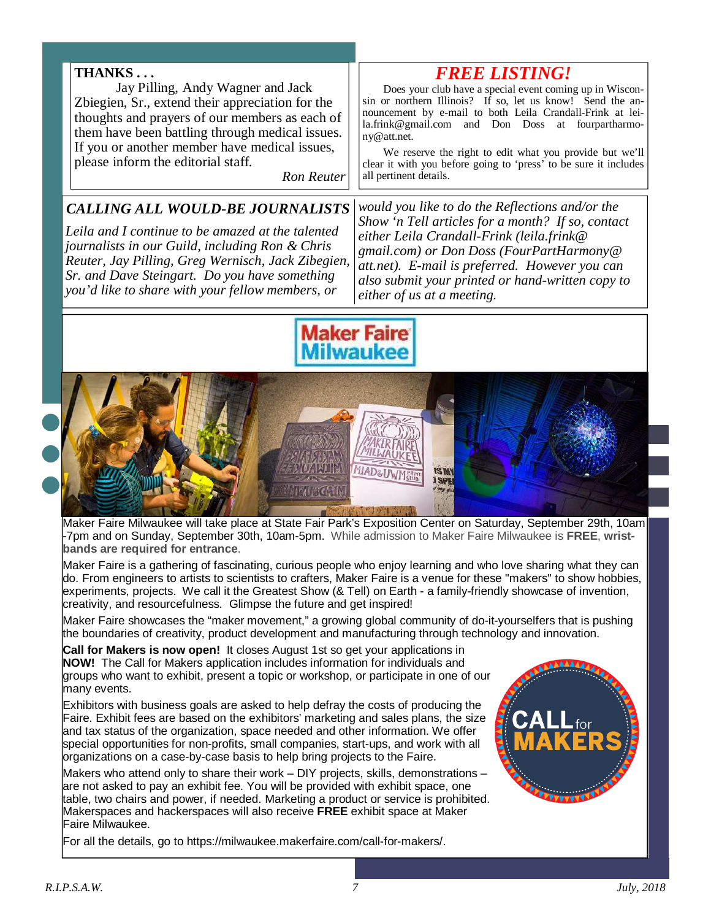**THANKS . . .**

Jay Pilling, Andy Wagner and Jack Zbiegien, Sr., extend their appreciation for the thoughts and prayers of our members as each of them have been battling through medical issues. If you or another member have medical issues, please inform the editorial staff.

*Ron Reuter*

## *FREE LISTING!*

Does your club have a special event coming up in Wisconsin or northern Illinois? If so, let us know! Send the announcement by e-mail to both Leila Crandall-Frink at leila.frink@gmail.com and Don Doss at fourpartharmony@att.net.

We reserve the right to edit what you provide but we'll clear it with you before going to 'press' to be sure it includes all pertinent details.

## *CALLING ALL WOULD-BE JOURNALISTS*

*Leila and I continue to be amazed at the talented journalists in our Guild, including Ron & Chris Reuter, Jay Pilling, Greg Wernisch, Jack Zibegien, Sr. and Dave Steingart. Do you have something you'd like to share with your fellow members, or would you like to do the Reflections and/or the Show 'n Tell articles for a month? If so, contact either Leila Crandall-Frink (leila.frink@gmail.com) or Don Doss (FourPartHarmony@att.net). E-mail is preferred. However you can also submit your printed or hand-written copy to either of us at a meeting.*

## Maker Faire Milwaukee

Maker Faire Milwaukee will take place at State Fair Park's Exposition Center on Saturday, September 29th, 10am -7pm and on Sunday, September 30th, 10am-5pm. While admission to Maker Faire Milwaukee is **FREE**, **wristbands are required for entrance**.

Maker Faire is a gathering of fascinating, curious people who enjoy learning and who love sharing what they can do. From engineers to artists to scientists to crafters, Maker Faire is a venue for these "makers" to show hobbies, experiments, projects. We call it the Greatest Show (& Tell) on Earth - a family-friendly showcase of invention, creativity, and resourcefulness. Glimpse the future and get inspired!

Maker Faire showcases the "maker movement," a growing global community of do-it-yourselfers that is pushing the boundaries of creativity, product development and manufacturing through technology and innovation.

**Call for Makers is now open!** It closes August 1st so get your applications in **NOW!** The Call for Makers application includes information for individuals and groups who want to exhibit, present a topic or workshop, or participate in one of our many events.

Exhibitors with business goals are asked to help defray the costs of producing the Faire. Exhibit fees are based on the exhibitors' marketing and sales plans, the size and tax status of the organization, space needed and other information. We offer special opportunities for non-profits, small companies, start-ups, and work with all organizations on a case-by-case basis to help bring projects to the Faire.

Makers who attend only to share their work – DIY projects, skills, demonstrations – are not asked to pay an exhibit fee. You will be provided with exhibit space, one table, two chairs and power, if needed. Marketing a product or service is prohibited. Makerspaces and hackerspaces will also receive **FREE** exhibit space at Maker Faire Milwaukee.

For all the details, go to https://milwaukee.makerfaire.com/call-for-makers/.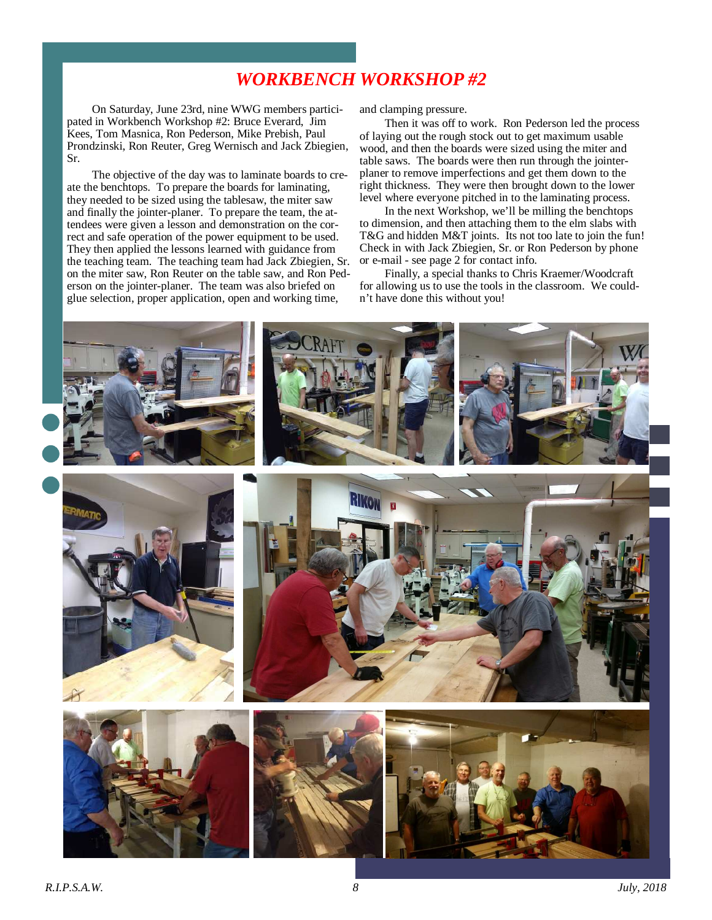# *WORKBENCH WORKSHOP #2*

On Saturday, June 23rd, nine WWG members participated in Workbench Workshop #2: Bruce Everard, Jim Kees, Tom Masnica, Ron Pederson, Mike Prebish, Paul Prondzinski, Ron Reuter, Greg Wernisch and Jack Zbiegien, Sr.

The objective of the day was to laminate boards to create the benchtops. To prepare the boards for laminating, they needed to be sized using the tablesaw, the miter saw and finally the jointer-planer. To prepare the team, the attendees were given a lesson and demonstration on the correct and safe operation of the power equipment to be used. They then applied the lessons learned with guidance from the teaching team. The teaching team had Jack Zbiegien, Sr. on the miter saw, Ron Reuter on the table saw, and Ron Pederson on the jointer-planer. The team was also briefed on glue selection, proper application, open and working time, and clamping pressure.

Then it was off to work. Ron Pederson led the process of laying out the rough stock out to get maximum usable wood, and then the boards were sized using the miter and table saws. The boards were then run through the jointer-planer to remove imperfections and get them down to the right thickness. They were then brought down to the lower level where everyone pitched in to the laminating process.

In the next Workshop, we'll be milling the benchtops to dimension, and then attaching them to the elm slabs with T&G and hidden M&T joints. Its not too late to join the fun! Check in with Jack Zbiegien, Sr. or Ron Pederson by phone or e-mail - see page 2 for contact info.

Finally, a special thanks to Chris Kraemer/Woodcraft for allowing us to use the tools in the classroom. We couldn't have done this without you!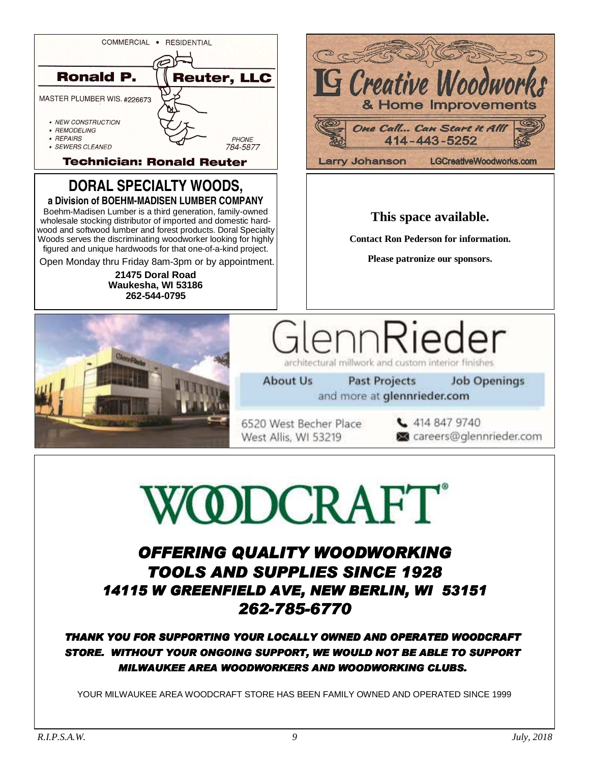COMMERCIAL • RESIDENTIAL

**Ronald P. Reuter, LLC**

MASTER PLUMBER WIS. #226673

- NEW CONSTRUCTION
- REMODELING
- REPAIRS
- SEWERS CLEANED

PHONE
784-5877

**Technician: Ronald Reuter**

---

# LG Creative Woodworks

& Home Improvements

*One Call... Can Start it All!*

414-443-5252

Larry Johanson LGCreativeWoodworks.com

---

## DORAL SPECIALTY WOODS,

**a Division of BOEHM-MADISEN LUMBER COMPANY**

Boehm-Madisen Lumber is a third generation, family-owned wholesale stocking distributor of imported and domestic hardwood and softwood lumber and forest products. Doral Specialty Woods serves the discriminating woodworker looking for highly figured and unique hardwoods for that one-of-a-kind project.

Open Monday thru Friday 8am-3pm or by appointment.

**21475 Doral Road**
**Waukesha, WI 53186**
**262-544-0795**

---

**This space available.**

**Contact Ron Pederson for information.**

**Please patronize our sponsors.**

---

# GlennRieder

architectural millwork and custom interior finishes

About Us Past Projects Job Openings
and more at **glennrieder.com**

6520 West Becher Place
West Allis, WI 53219

414 847 9740
careers@glennrieder.com

---

# WOODCRAFT®

***OFFERING QUALITY WOODWORKING TOOLS AND SUPPLIES SINCE 1928***
***14115 W GREENFIELD AVE, NEW BERLIN, WI 53151***
***262-785-6770***

***THANK YOU FOR SUPPORTING YOUR LOCALLY OWNED AND OPERATED WOODCRAFT STORE. WITHOUT YOUR ONGOING SUPPORT, WE WOULD NOT BE ABLE TO SUPPORT MILWAUKEE AREA WOODWORKERS AND WOODWORKING CLUBS.***

YOUR MILWAUKEE AREA WOODCRAFT STORE HAS BEEN FAMILY OWNED AND OPERATED SINCE 1999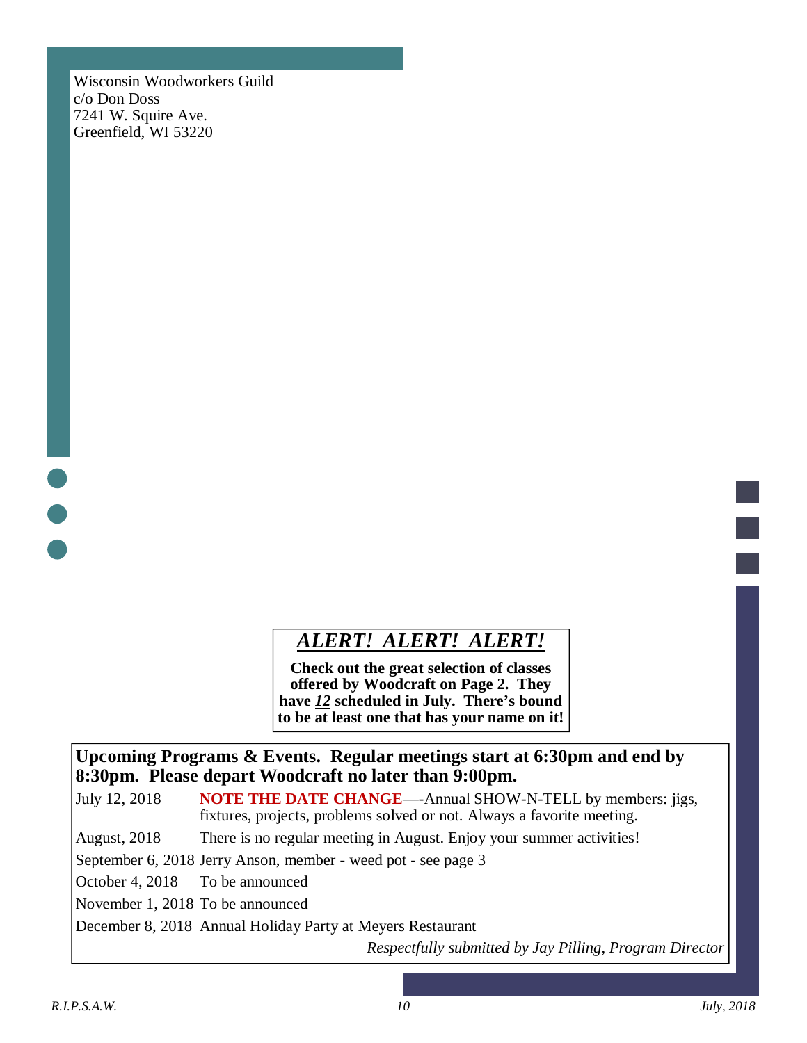Wisconsin Woodworkers Guild
c/o Don Doss
7241 W. Squire Ave.
Greenfield, WI 53220

## ***ALERT! ALERT! ALERT!***

**Check out the great selection of classes offered by Woodcraft on Page 2. They have *12* scheduled in July. There's bound to be at least one that has your name on it!**

**Upcoming Programs & Events. Regular meetings start at 6:30pm and end by 8:30pm. Please depart Woodcraft no later than 9:00pm.**

| | |
|---|---|
| July 12, 2018 | **NOTE THE DATE CHANGE**—-Annual SHOW-N-TELL by members: jigs, fixtures, projects, problems solved or not. Always a favorite meeting. |
| August, 2018 | There is no regular meeting in August. Enjoy your summer activities! |
| September 6, 2018 | Jerry Anson, member - weed pot - see page 3 |
| October 4, 2018 | To be announced |
| November 1, 2018 | To be announced |
| December 8, 2018 | Annual Holiday Party at Meyers Restaurant |

*Respectfully submitted by Jay Pilling, Program Director*